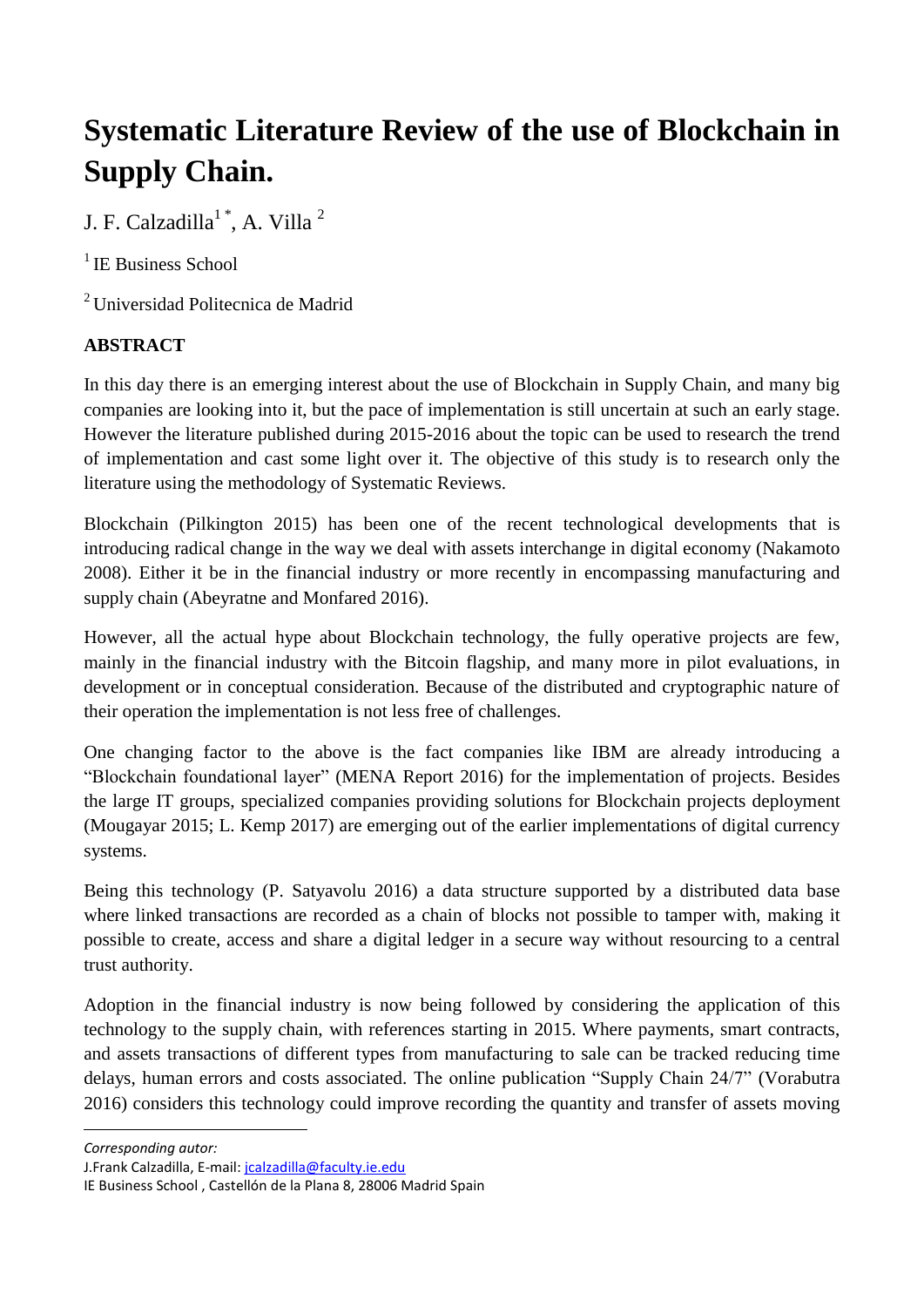# Systematic Literature Review of the use of Blockchain in Supply Chain.

J. F. Calzadilla[1 *], A. Villa [2]

[1] IE Business School

[2] Universidad Politecnica de Madrid

**ABSTRACT**

In this day there is an emerging interest about the use of Blockchain in Supply Chain, and many big companies are looking into it, but the pace of implementation is still uncertain at such an early stage. However the literature published during 2015-2016 about the topic can be used to research the trend of implementation and cast some light over it. The objective of this study is to research only the literature using the methodology of Systematic Reviews.

Blockchain (Pilkington 2015) has been one of the recent technological developments that is introducing radical change in the way we deal with assets interchange in digital economy (Nakamoto 2008). Either it be in the financial industry or more recently in encompassing manufacturing and supply chain (Abeyratne and Monfared 2016).

However, all the actual hype about Blockchain technology, the fully operative projects are few, mainly in the financial industry with the Bitcoin flagship, and many more in pilot evaluations, in development or in conceptual consideration. Because of the distributed and cryptographic nature of their operation the implementation is not less free of challenges.

One changing factor to the above is the fact companies like IBM are already introducing a "Blockchain foundational layer" (MENA Report 2016) for the implementation of projects. Besides the large IT groups, specialized companies providing solutions for Blockchain projects deployment (Mougayar 2015; L. Kemp 2017) are emerging out of the earlier implementations of digital currency systems.

Being this technology (P. Satyavolu 2016) a data structure supported by a distributed data base where linked transactions are recorded as a chain of blocks not possible to tamper with, making it possible to create, access and share a digital ledger in a secure way without resourcing to a central trust authority.

Adoption in the financial industry is now being followed by considering the application of this technology to the supply chain, with references starting in 2015. Where payments, smart contracts, and assets transactions of different types from manufacturing to sale can be tracked reducing time delays, human errors and costs associated. The online publication "Supply Chain 24/7" (Vorabutra 2016) considers this technology could improve recording the quantity and transfer of assets moving

---

*Corresponding autor:*
J.Frank Calzadilla, E-mail: jcalzadilla@faculty.ie.edu
IE Business School , Castellón de la Plana 8, 28006 Madrid Spain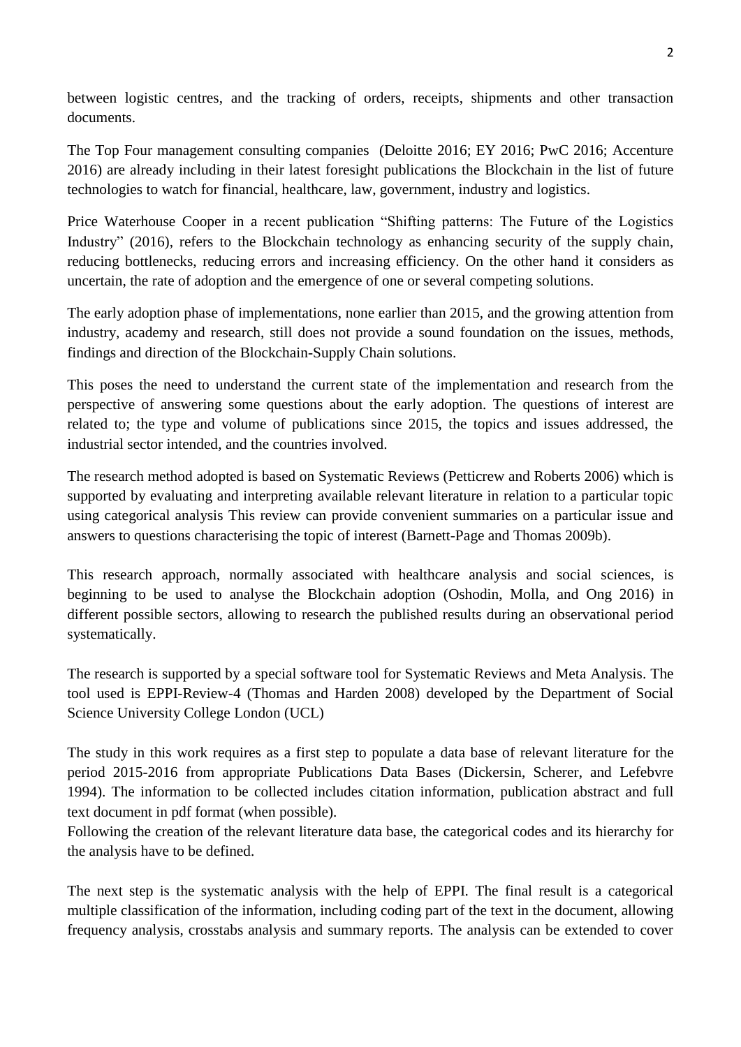between logistic centres, and the tracking of orders, receipts, shipments and other transaction documents.

The Top Four management consulting companies  (Deloitte 2016; EY 2016; PwC 2016; Accenture 2016) are already including in their latest foresight publications the Blockchain in the list of future technologies to watch for financial, healthcare, law, government, industry and logistics.

Price Waterhouse Cooper in a recent publication "Shifting patterns: The Future of the Logistics Industry" (2016), refers to the Blockchain technology as enhancing security of the supply chain, reducing bottlenecks, reducing errors and increasing efficiency. On the other hand it considers as uncertain, the rate of adoption and the emergence of one or several competing solutions.

The early adoption phase of implementations, none earlier than 2015, and the growing attention from industry, academy and research, still does not provide a sound foundation on the issues, methods, findings and direction of the Blockchain-Supply Chain solutions.

This poses the need to understand the current state of the implementation and research from the perspective of answering some questions about the early adoption. The questions of interest are related to; the type and volume of publications since 2015, the topics and issues addressed, the industrial sector intended, and the countries involved.

The research method adopted is based on Systematic Reviews (Petticrew and Roberts 2006) which is supported by evaluating and interpreting available relevant literature in relation to a particular topic using categorical analysis This review can provide convenient summaries on a particular issue and answers to questions characterising the topic of interest (Barnett-Page and Thomas 2009b).

This research approach, normally associated with healthcare analysis and social sciences, is beginning to be used to analyse the Blockchain adoption (Oshodin, Molla, and Ong 2016) in different possible sectors, allowing to research the published results during an observational period systematically.

The research is supported by a special software tool for Systematic Reviews and Meta Analysis. The tool used is EPPI-Review-4 (Thomas and Harden 2008) developed by the Department of Social Science University College London (UCL)

The study in this work requires as a first step to populate a data base of relevant literature for the period 2015-2016 from appropriate Publications Data Bases (Dickersin, Scherer, and Lefebvre 1994). The information to be collected includes citation information, publication abstract and full text document in pdf format (when possible).
Following the creation of the relevant literature data base, the categorical codes and its hierarchy for the analysis have to be defined.

The next step is the systematic analysis with the help of EPPI. The final result is a categorical multiple classification of the information, including coding part of the text in the document, allowing frequency analysis, crosstabs analysis and summary reports. The analysis can be extended to cover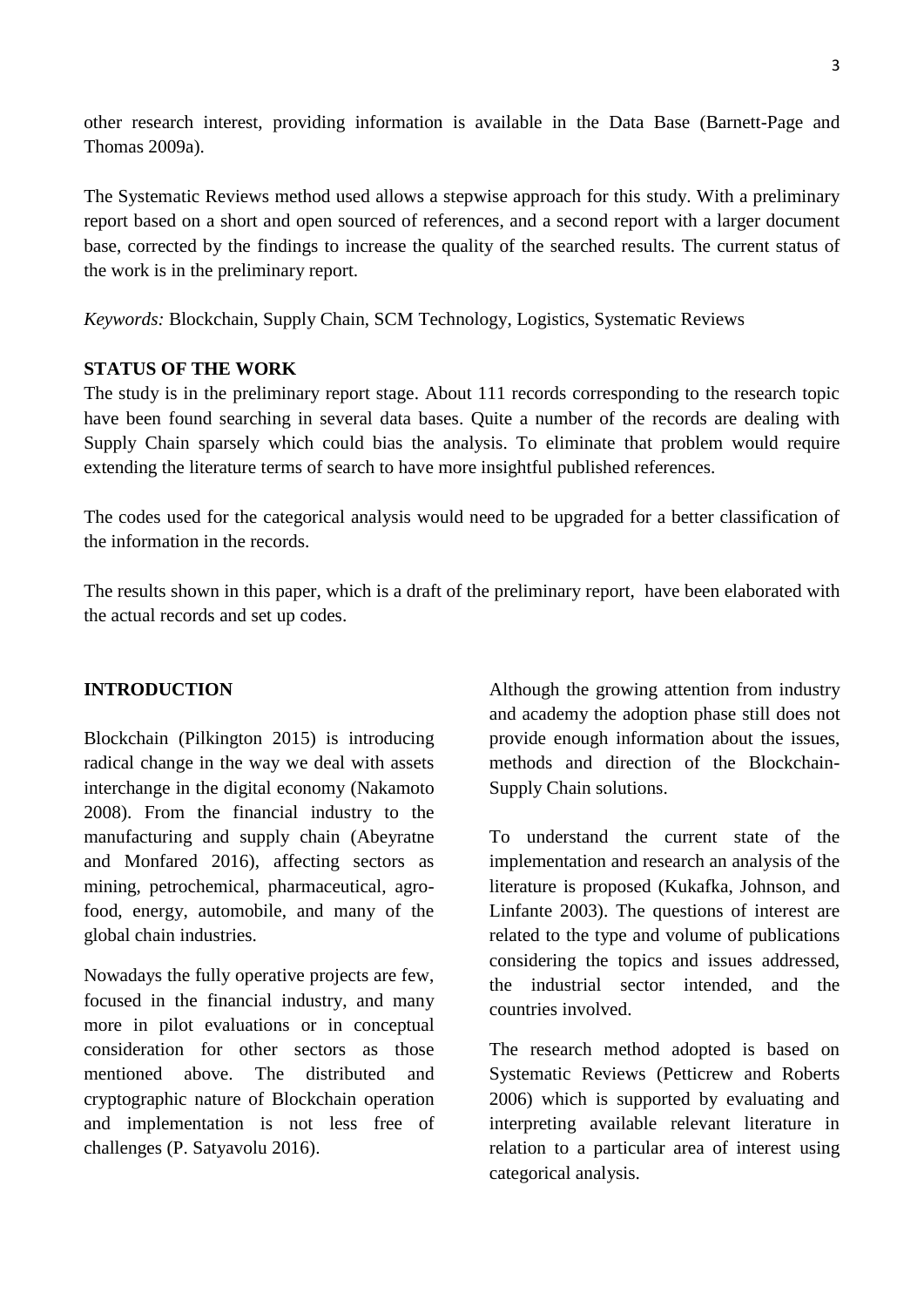other research interest, providing information is available in the Data Base (Barnett-Page and Thomas 2009a).

The Systematic Reviews method used allows a stepwise approach for this study. With a preliminary report based on a short and open sourced of references, and a second report with a larger document base, corrected by the findings to increase the quality of the searched results. The current status of the work is in the preliminary report.

*Keywords:* Blockchain, Supply Chain, SCM Technology, Logistics, Systematic Reviews

**STATUS OF THE WORK**

The study is in the preliminary report stage. About 111 records corresponding to the research topic have been found searching in several data bases. Quite a number of the records are dealing with Supply Chain sparsely which could bias the analysis. To eliminate that problem would require extending the literature terms of search to have more insightful published references.

The codes used for the categorical analysis would need to be upgraded for a better classification of the information in the records.

The results shown in this paper, which is a draft of the preliminary report, have been elaborated with the actual records and set up codes.

**INTRODUCTION**

Blockchain (Pilkington 2015) is introducing radical change in the way we deal with assets interchange in the digital economy (Nakamoto 2008). From the financial industry to the manufacturing and supply chain (Abeyratne and Monfared 2016), affecting sectors as mining, petrochemical, pharmaceutical, agro-food, energy, automobile, and many of the global chain industries.

Nowadays the fully operative projects are few, focused in the financial industry, and many more in pilot evaluations or in conceptual consideration for other sectors as those mentioned above. The distributed and cryptographic nature of Blockchain operation and implementation is not less free of challenges (P. Satyavolu 2016).

Although the growing attention from industry and academy the adoption phase still does not provide enough information about the issues, methods and direction of the Blockchain-Supply Chain solutions.

To understand the current state of the implementation and research an analysis of the literature is proposed (Kukafka, Johnson, and Linfante 2003). The questions of interest are related to the type and volume of publications considering the topics and issues addressed, the industrial sector intended, and the countries involved.

The research method adopted is based on Systematic Reviews (Petticrew and Roberts 2006) which is supported by evaluating and interpreting available relevant literature in relation to a particular area of interest using categorical analysis.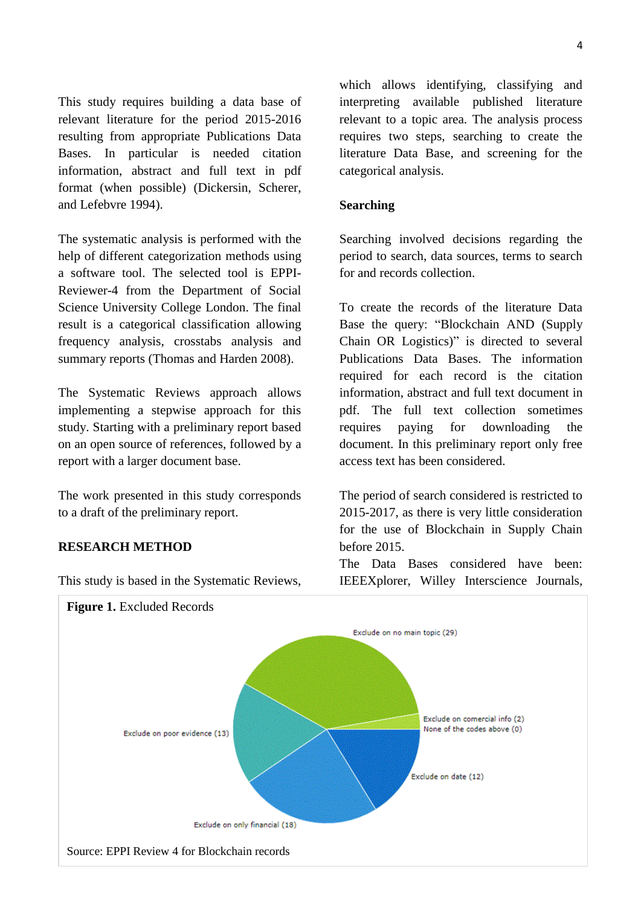This study requires building a data base of relevant literature for the period 2015-2016 resulting from appropriate Publications Data Bases. In particular is needed citation information, abstract and full text in pdf format (when possible) (Dickersin, Scherer, and Lefebvre 1994).

The systematic analysis is performed with the help of different categorization methods using a software tool. The selected tool is EPPI-Reviewer-4 from the Department of Social Science University College London. The final result is a categorical classification allowing frequency analysis, crosstabs analysis and summary reports (Thomas and Harden 2008).

The Systematic Reviews approach allows implementing a stepwise approach for this study. Starting with a preliminary report based on an open source of references, followed by a report with a larger document base.

The work presented in this study corresponds to a draft of the preliminary report.

## RESEARCH METHOD

This study is based in the Systematic Reviews, which allows identifying, classifying and interpreting available published literature relevant to a topic area. The analysis process requires two steps, searching to create the literature Data Base, and screening for the categorical analysis.

### Searching

Searching involved decisions regarding the period to search, data sources, terms to search for and records collection.

To create the records of the literature Data Base the query: "Blockchain AND (Supply Chain OR Logistics)" is directed to several Publications Data Bases. The information required for each record is the citation information, abstract and full text document in pdf. The full text collection sometimes requires paying for downloading the document. In this preliminary report only free access text has been considered.

The period of search considered is restricted to 2015-2017, as there is very little consideration for the use of Blockchain in Supply Chain before 2015.

The Data Bases considered have been: IEEEXplorer, Willey Interscience Journals,

**Figure 1.** Excluded Records

Exclude on no main topic (29)
Exclude on comercial info (2)
None of the codes above (0)
Exclude on date (12)
Exclude on only financial (18)
Exclude on poor evidence (13)

Source: EPPI Review 4 for Blockchain records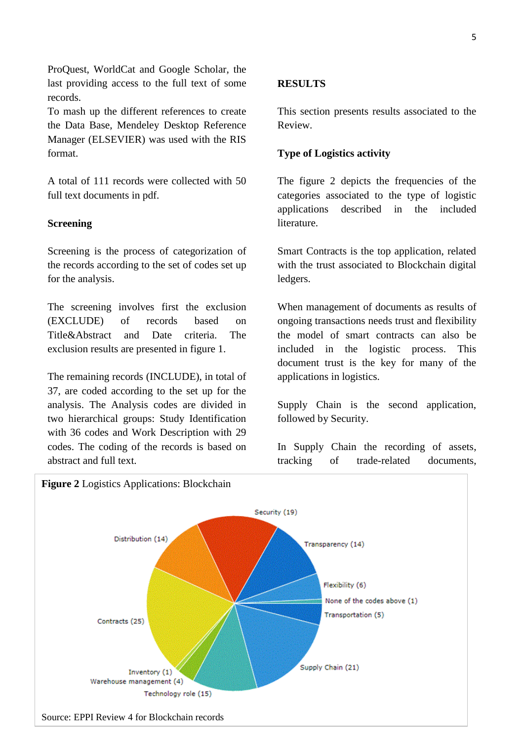ProQuest, WorldCat and Google Scholar, the last providing access to the full text of some records.
To mash up the different references to create the Data Base, Mendeley Desktop Reference Manager (ELSEVIER) was used with the RIS format.

A total of 111 records were collected with 50 full text documents in pdf.

**Screening**

Screening is the process of categorization of the records according to the set of codes set up for the analysis.

The screening involves first the exclusion (EXCLUDE) of records based on Title&Abstract and Date criteria. The exclusion results are presented in figure 1.

The remaining records (INCLUDE), in total of 37, are coded according to the set up for the analysis. The Analysis codes are divided in two hierarchical groups: Study Identification with 36 codes and Work Description with 29 codes. The coding of the records is based on abstract and full text.

## RESULTS

This section presents results associated to the Review.

**Type of Logistics activity**

The figure 2 depicts the frequencies of the categories associated to the type of logistic applications described in the included literature.

Smart Contracts is the top application, related with the trust associated to Blockchain digital ledgers.

When management of documents as results of ongoing transactions needs trust and flexibility the model of smart contracts can also be included in the logistic process. This document trust is the key for many of the applications in logistics.

Supply Chain is the second application, followed by Security.

In Supply Chain the recording of assets, tracking of trade-related documents,

**Figure 2** Logistics Applications: Blockchain

Security (19)
Transparency (14)
Flexibility (6)
None of the codes above (1)
Transportation (5)
Supply Chain (21)
Technology role (15)
Warehouse management (4)
Inventory (1)
Contracts (25)
Distribution (14)

Source: EPPI Review 4 for Blockchain records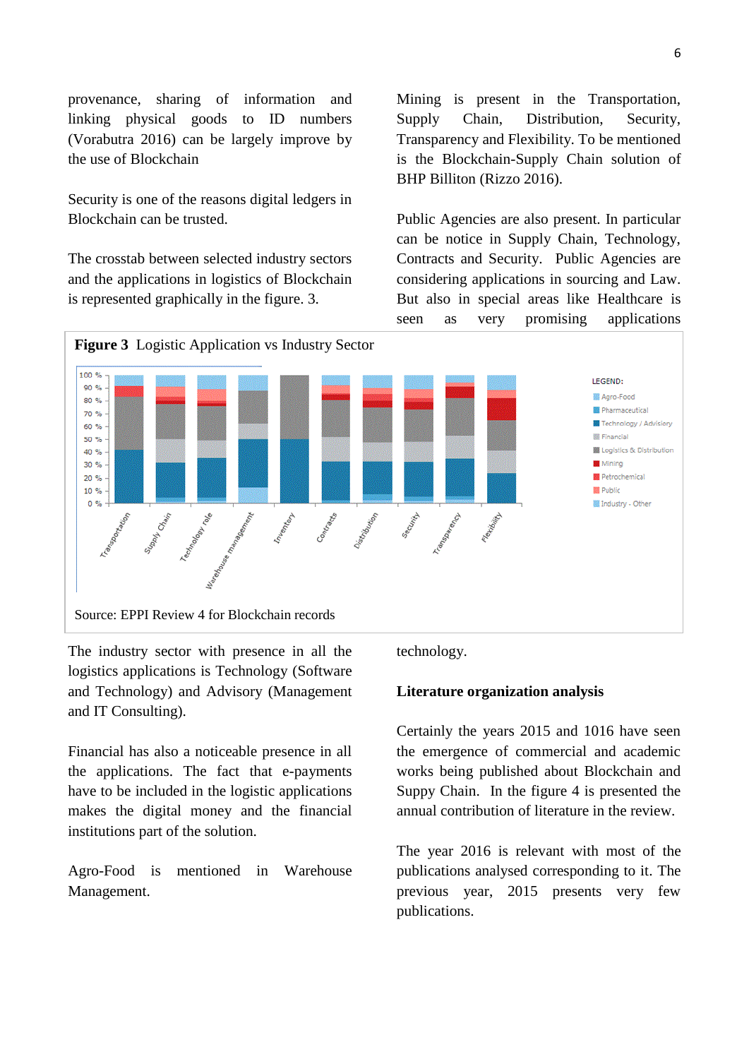provenance, sharing of information and linking physical goods to ID numbers (Vorabutra 2016) can be largely improve by the use of Blockchain

Security is one of the reasons digital ledgers in Blockchain can be trusted.

The crosstab between selected industry sectors and the applications in logistics of Blockchain is represented graphically in the figure. 3.

Mining is present in the Transportation, Supply Chain, Distribution, Security, Transparency and Flexibility. To be mentioned is the Blockchain-Supply Chain solution of BHP Billiton (Rizzo 2016).

Public Agencies are also present. In particular can be notice in Supply Chain, Technology, Contracts and Security. Public Agencies are considering applications in sourcing and Law. But also in special areas like Healthcare is seen as very promising applications technology.

**Figure 3** Logistic Application vs Industry Sector

100 %
90 %
80 %
70 %
60 %
50 %
40 %
30 %
20 %
10 %
0 %

Transportation
Supply Chain
Technology role
Warehouse management
Inventory
Contracts
Distribution
Security
Transparency
Flexibility

LEGEND:
Agro-Food
Pharmaceutical
Technology / Advisory
Financial
Logistics & Distribution
Mining
Petrochemical
Public
Industry - Other

Source: EPPI Review 4 for Blockchain records

The industry sector with presence in all the logistics applications is Technology (Software and Technology) and Advisory (Management and IT Consulting).

Financial has also a noticeable presence in all the applications. The fact that e-payments have to be included in the logistic applications makes the digital money and the financial institutions part of the solution.

Agro-Food is mentioned in Warehouse Management.

## Literature organization analysis

Certainly the years 2015 and 1016 have seen the emergence of commercial and academic works being published about Blockchain and Suppy Chain. In the figure 4 is presented the annual contribution of literature in the review.

The year 2016 is relevant with most of the publications analysed corresponding to it. The previous year, 2015 presents very few publications.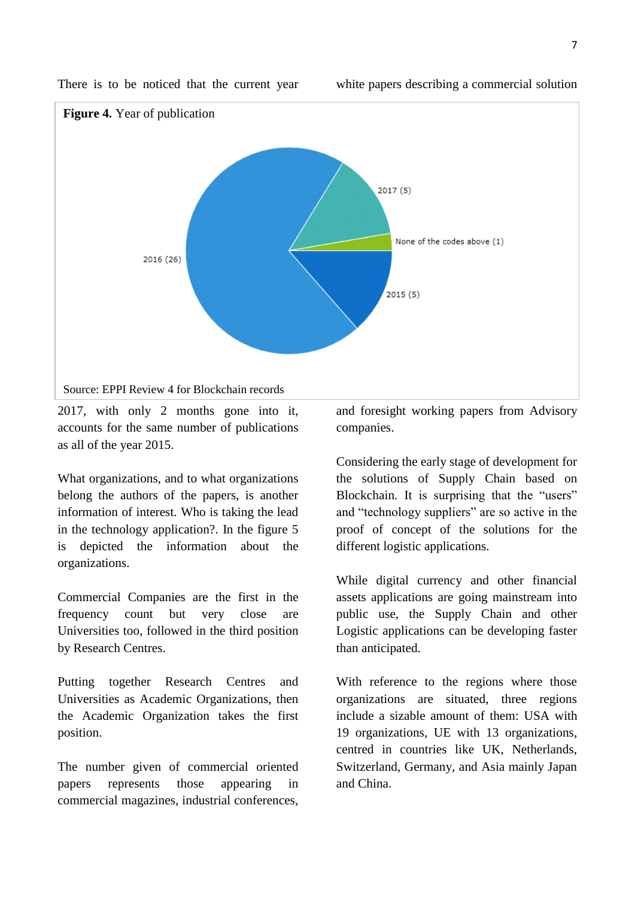There is to be noticed that the current year

**Figure 4.** Year of publication

2017 (5)

None of the codes above (1)

2016 (26)

2015 (5)

Source: EPPI Review 4 for Blockchain records

2017, with only 2 months gone into it, accounts for the same number of publications as all of the year 2015.

What organizations, and to what organizations belong the authors of the papers, is another information of interest. Who is taking the lead in the technology application?. In the figure 5 is depicted the information about the organizations.

Commercial Companies are the first in the frequency count but very close are Universities too, followed in the third position by Research Centres.

Putting together Research Centres and Universities as Academic Organizations, then the Academic Organization takes the first position.

The number given of commercial oriented papers represents those appearing in commercial magazines, industrial conferences, white papers describing a commercial solution and foresight working papers from Advisory companies.

Considering the early stage of development for the solutions of Supply Chain based on Blockchain. It is surprising that the "users" and "technology suppliers" are so active in the proof of concept of the solutions for the different logistic applications.

While digital currency and other financial assets applications are going mainstream into public use, the Supply Chain and other Logistic applications can be developing faster than anticipated.

With reference to the regions where those organizations are situated, three regions include a sizable amount of them: USA with 19 organizations, UE with 13 organizations, centred in countries like UK, Netherlands, Switzerland, Germany, and Asia mainly Japan and China.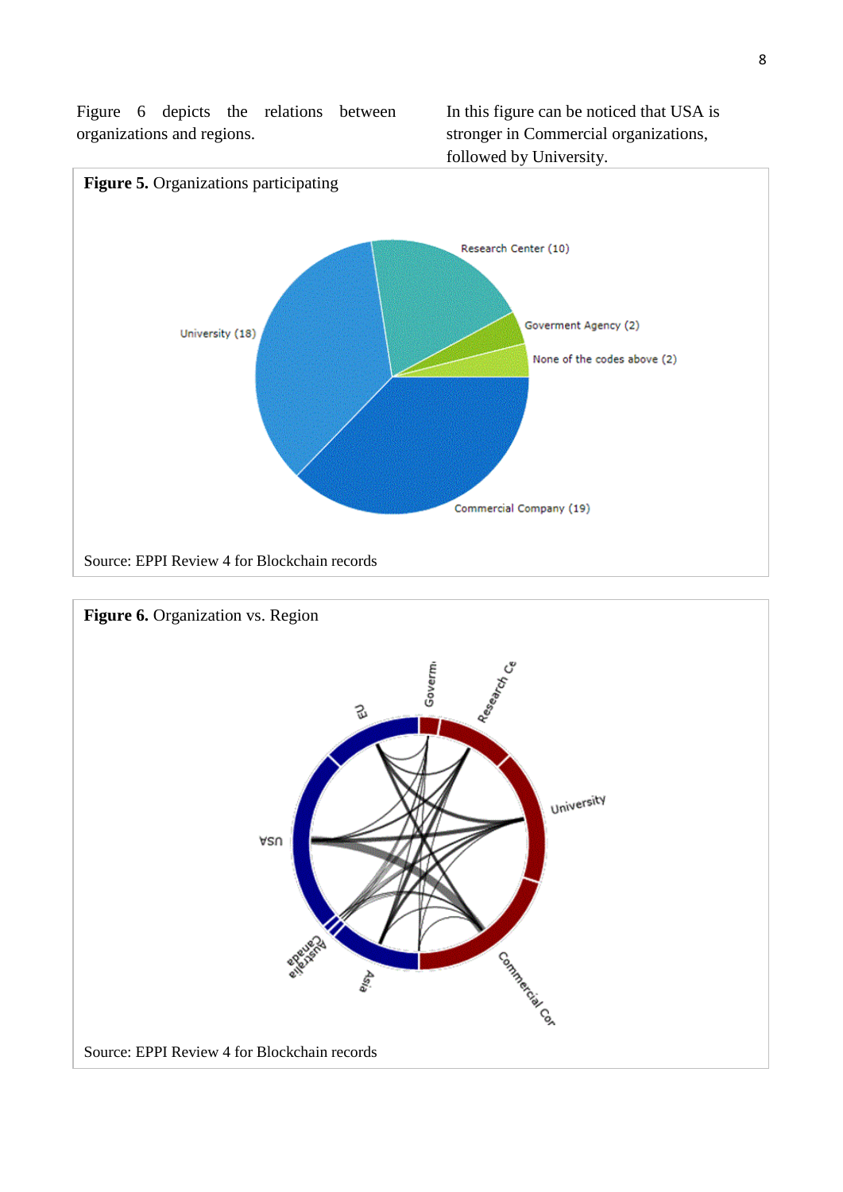Figure 6 depicts the relations between organizations and regions. In this figure can be noticed that USA is stronger in Commercial organizations, followed by University.

**Figure 5.** Organizations participating

Research Center (10)
Goverment Agency (2)
None of the codes above (2)
University (18)
Commercial Company (19)

Source: EPPI Review 4 for Blockchain records

**Figure 6.** Organization vs. Region

EU
Goverm
Research Ce
University
USA
Australia
Canada
Asia
Commercial Cor

Source: EPPI Review 4 for Blockchain records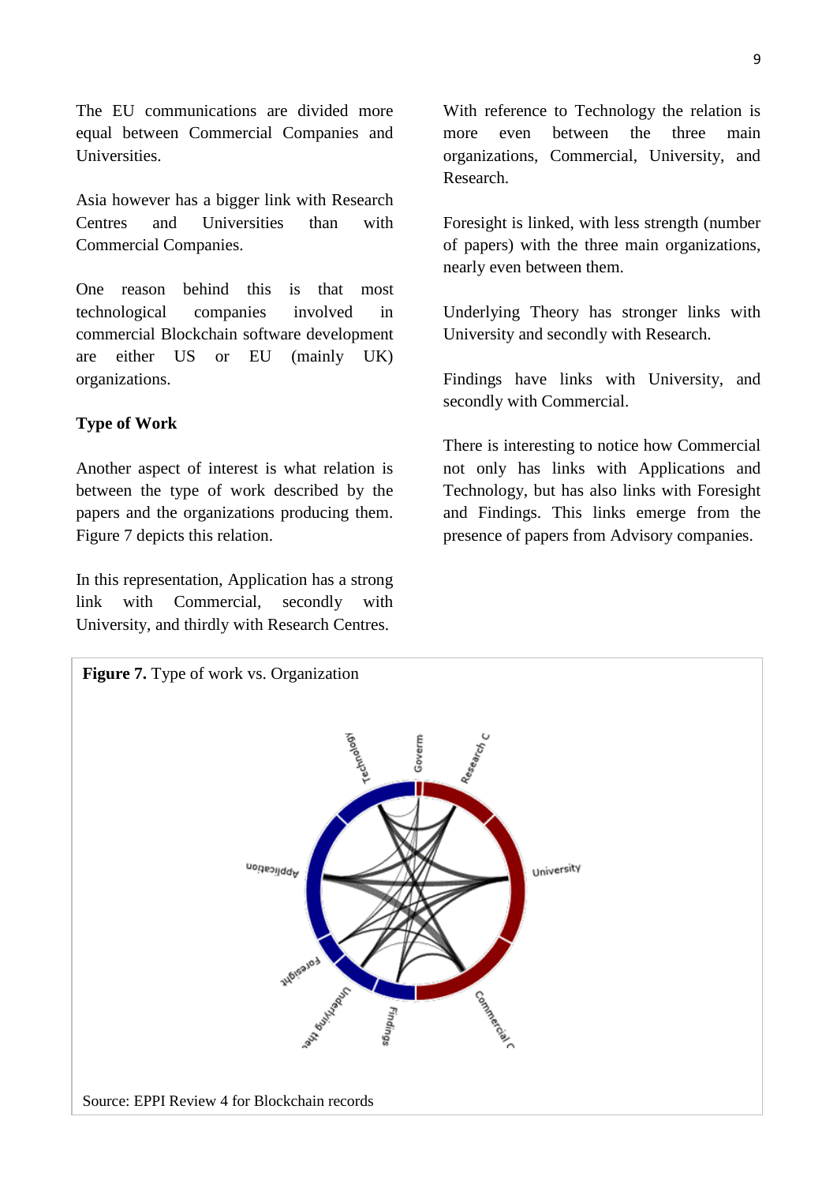The EU communications are divided more equal between Commercial Companies and Universities.

Asia however has a bigger link with Research Centres and Universities than with Commercial Companies.

One reason behind this is that most technological companies involved in commercial Blockchain software development are either US or EU (mainly UK) organizations.

**Type of Work**

Another aspect of interest is what relation is between the type of work described by the papers and the organizations producing them. Figure 7 depicts this relation.

In this representation, Application has a strong link with Commercial, secondly with University, and thirdly with Research Centres.

With reference to Technology the relation is more even between the three main organizations, Commercial, University, and Research.

Foresight is linked, with less strength (number of papers) with the three main organizations, nearly even between them.

Underlying Theory has stronger links with University and secondly with Research.

Findings have links with University, and secondly with Commercial.

There is interesting to notice how Commercial not only has links with Applications and Technology, but has also links with Foresight and Findings. This links emerge from the presence of papers from Advisory companies.

**Figure 7.** Type of work vs. Organization

Technology
Goverm
Research C
Application
University
Foresight
Underlying theo
Findings
Commercial C

Source: EPPI Review 4 for Blockchain records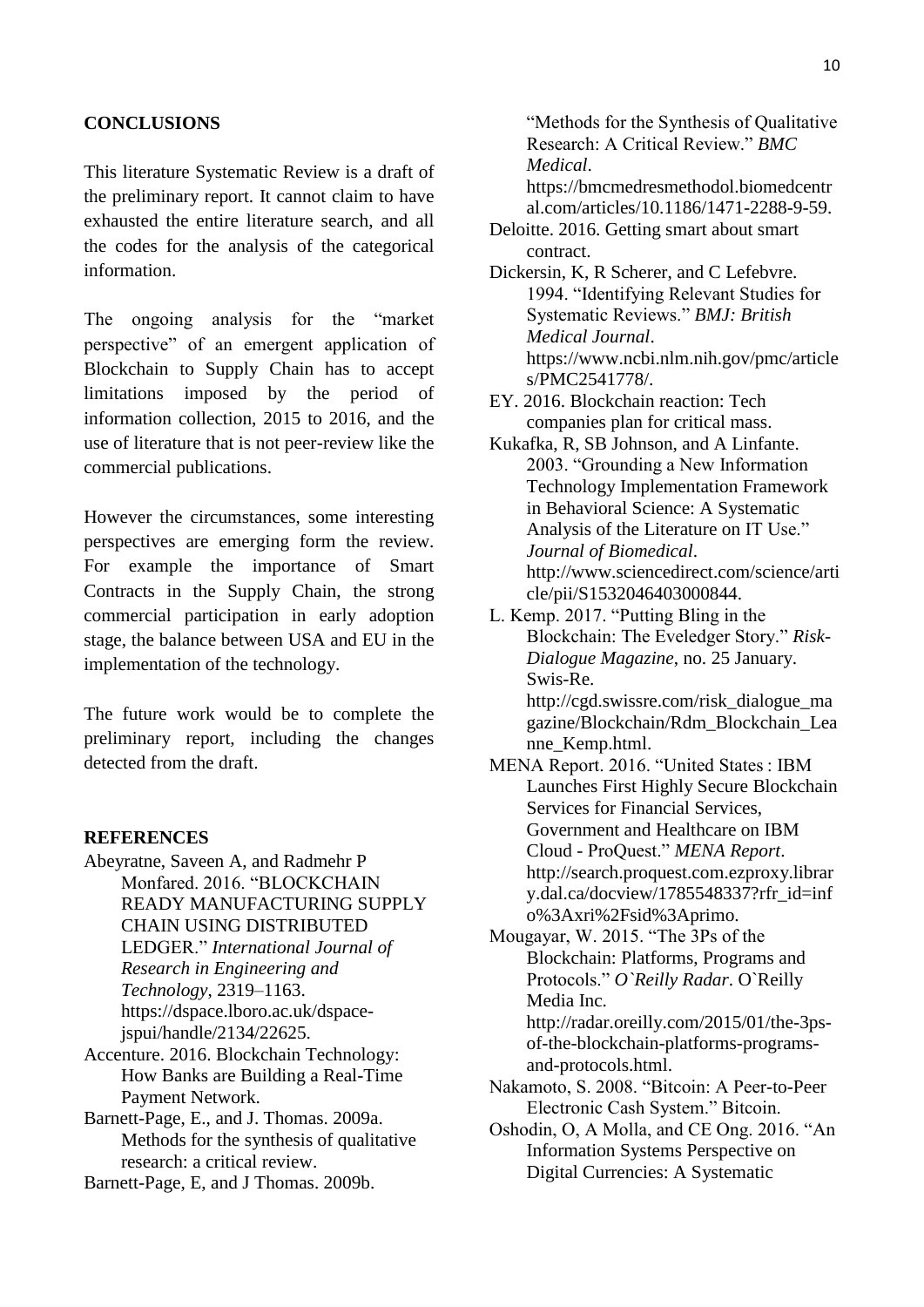## CONCLUSIONS

This literature Systematic Review is a draft of the preliminary report. It cannot claim to have exhausted the entire literature search, and all the codes for the analysis of the categorical information.

The ongoing analysis for the "market perspective" of an emergent application of Blockchain to Supply Chain has to accept limitations imposed by the period of information collection, 2015 to 2016, and the use of literature that is not peer-review like the commercial publications.

However the circumstances, some interesting perspectives are emerging form the review. For example the importance of Smart Contracts in the Supply Chain, the strong commercial participation in early adoption stage, the balance between USA and EU in the implementation of the technology.

The future work would be to complete the preliminary report, including the changes detected from the draft.

## REFERENCES

Abeyratne, Saveen A, and Radmehr P Monfared. 2016. "BLOCKCHAIN READY MANUFACTURING SUPPLY CHAIN USING DISTRIBUTED LEDGER." *International Journal of Research in Engineering and Technology*, 2319–1163. https://dspace.lboro.ac.uk/dspace-jspui/handle/2134/22625.

Accenture. 2016. Blockchain Technology: How Banks are Building a Real-Time Payment Network.

Barnett-Page, E., and J. Thomas. 2009a. Methods for the synthesis of qualitative research: a critical review.

Barnett-Page, E, and J Thomas. 2009b. "Methods for the Synthesis of Qualitative Research: A Critical Review." *BMC Medical*. https://bmcmedresmethodol.biomedcentral.com/articles/10.1186/1471-2288-9-59.

Deloitte. 2016. Getting smart about smart contract.

Dickersin, K, R Scherer, and C Lefebvre. 1994. "Identifying Relevant Studies for Systematic Reviews." *BMJ: British Medical Journal*. https://www.ncbi.nlm.nih.gov/pmc/articles/PMC2541778/.

EY. 2016. Blockchain reaction: Tech companies plan for critical mass.

Kukafka, R, SB Johnson, and A Linfante. 2003. "Grounding a New Information Technology Implementation Framework in Behavioral Science: A Systematic Analysis of the Literature on IT Use." *Journal of Biomedical*. http://www.sciencedirect.com/science/article/pii/S1532046403000844.

L. Kemp. 2017. "Putting Bling in the Blockchain: The Eveledger Story." *Risk-Dialogue Magazine*, no. 25 January. Swis-Re. http://cgd.swissre.com/risk_dialogue_magazine/Blockchain/Rdm_Blockchain_Leanne_Kemp.html.

MENA Report. 2016. "United States : IBM Launches First Highly Secure Blockchain Services for Financial Services, Government and Healthcare on IBM Cloud - ProQuest." *MENA Report*. http://search.proquest.com.ezproxy.library.dal.ca/docview/1785548337?rfr_id=info%3Axri%2Fsid%3Aprimo.

Mougayar, W. 2015. "The 3Ps of the Blockchain: Platforms, Programs and Protocols." *O`Reilly Radar*. O`Reilly Media Inc. http://radar.oreilly.com/2015/01/the-3ps-of-the-blockchain-platforms-programs-and-protocols.html.

Nakamoto, S. 2008. "Bitcoin: A Peer-to-Peer Electronic Cash System." Bitcoin.

Oshodin, O, A Molla, and CE Ong. 2016. "An Information Systems Perspective on Digital Currencies: A Systematic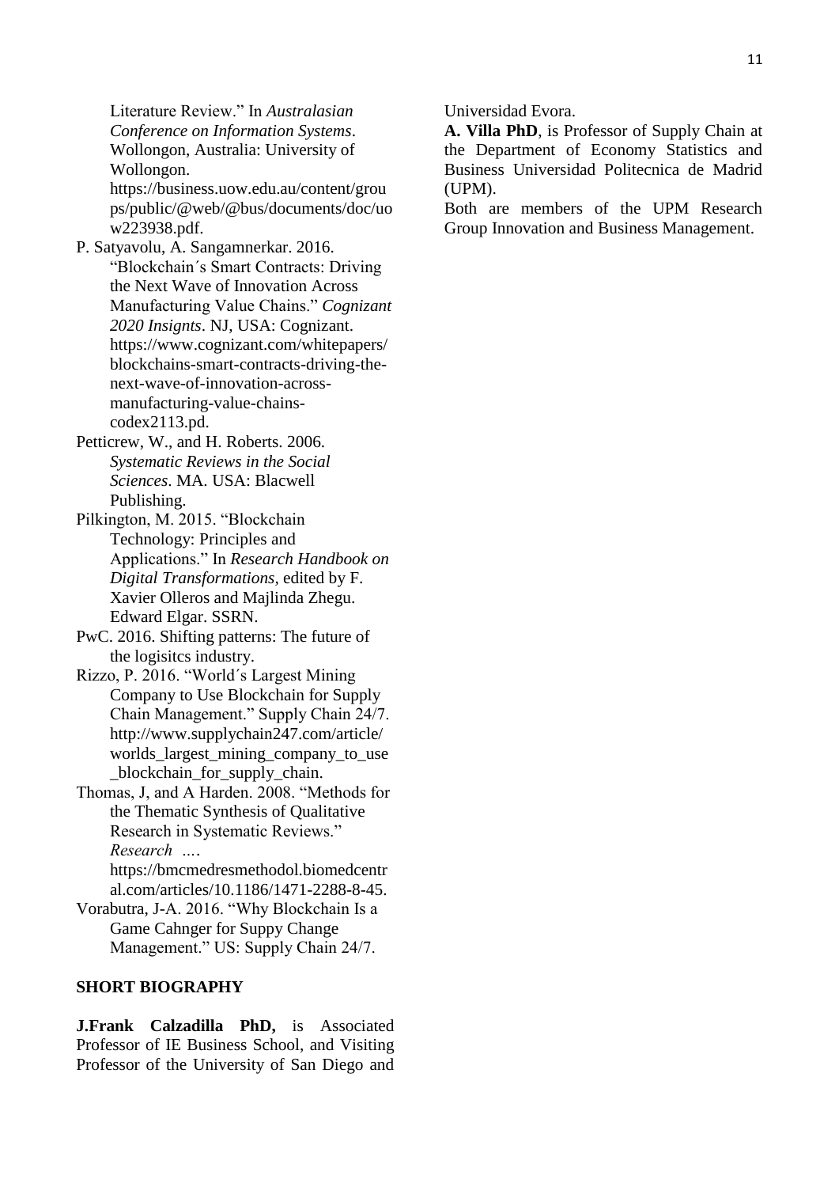Literature Review." In *Australasian Conference on Information Systems*. Wollongon, Australia: University of Wollongon. https://business.uow.edu.au/content/groups/public/@web/@bus/documents/doc/uow223938.pdf.

P. Satyavolu, A. Sangamnerkar. 2016. "Blockchain´s Smart Contracts: Driving the Next Wave of Innovation Across Manufacturing Value Chains." *Cognizant 2020 Insignts*. NJ, USA: Cognizant. https://www.cognizant.com/whitepapers/blockchains-smart-contracts-driving-the-next-wave-of-innovation-across-manufacturing-value-chains-codex2113.pd.

Petticrew, W., and H. Roberts. 2006. *Systematic Reviews in the Social Sciences*. MA. USA: Blacwell Publishing.

Pilkington, M. 2015. "Blockchain Technology: Principles and Applications." In *Research Handbook on Digital Transformations*, edited by F. Xavier Olleros and Majlinda Zhegu. Edward Elgar. SSRN.

PwC. 2016. Shifting patterns: The future of the logisitcs industry.

Rizzo, P. 2016. "World´s Largest Mining Company to Use Blockchain for Supply Chain Management." Supply Chain 24/7. http://www.supplychain247.com/article/worlds_largest_mining_company_to_use_blockchain_for_supply_chain.

Thomas, J, and A Harden. 2008. "Methods for the Thematic Synthesis of Qualitative Research in Systematic Reviews." *Research* …. https://bmcmedresmethodol.biomedcentral.com/articles/10.1186/1471-2288-8-45.

Vorabutra, J-A. 2016. "Why Blockchain Is a Game Cahnger for Suppy Change Management." US: Supply Chain 24/7.

## SHORT BIOGRAPHY

**J.Frank Calzadilla PhD,** is Associated Professor of IE Business School, and Visiting Professor of the University of San Diego and Universidad Evora.

**A. Villa PhD**, is Professor of Supply Chain at the Department of Economy Statistics and Business Universidad Politecnica de Madrid (UPM).

Both are members of the UPM Research Group Innovation and Business Management.